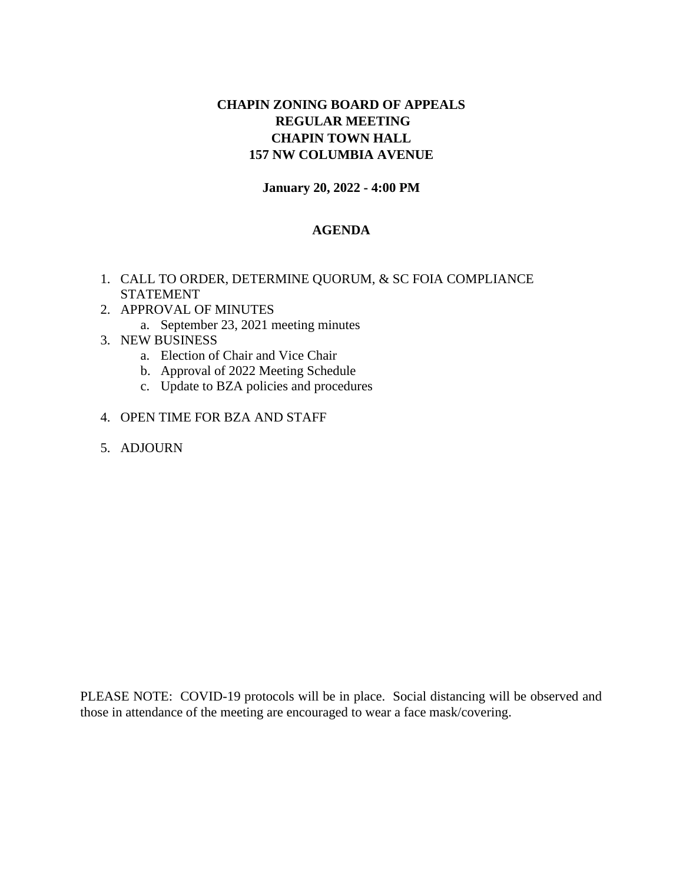**CHAPIN ZONING BOARD OF APPEALS**
**REGULAR MEETING**
**CHAPIN TOWN HALL**
**157 NW COLUMBIA AVENUE**

**January 20, 2022 - 4:00 PM**

**AGENDA**

1. CALL TO ORDER, DETERMINE QUORUM, & SC FOIA COMPLIANCE STATEMENT
2. APPROVAL OF MINUTES
   a. September 23, 2021 meeting minutes
3. NEW BUSINESS
   a. Election of Chair and Vice Chair
   b. Approval of 2022 Meeting Schedule
   c. Update to BZA policies and procedures
4. OPEN TIME FOR BZA AND STAFF
5. ADJOURN

PLEASE NOTE: COVID-19 protocols will be in place. Social distancing will be observed and those in attendance of the meeting are encouraged to wear a face mask/covering.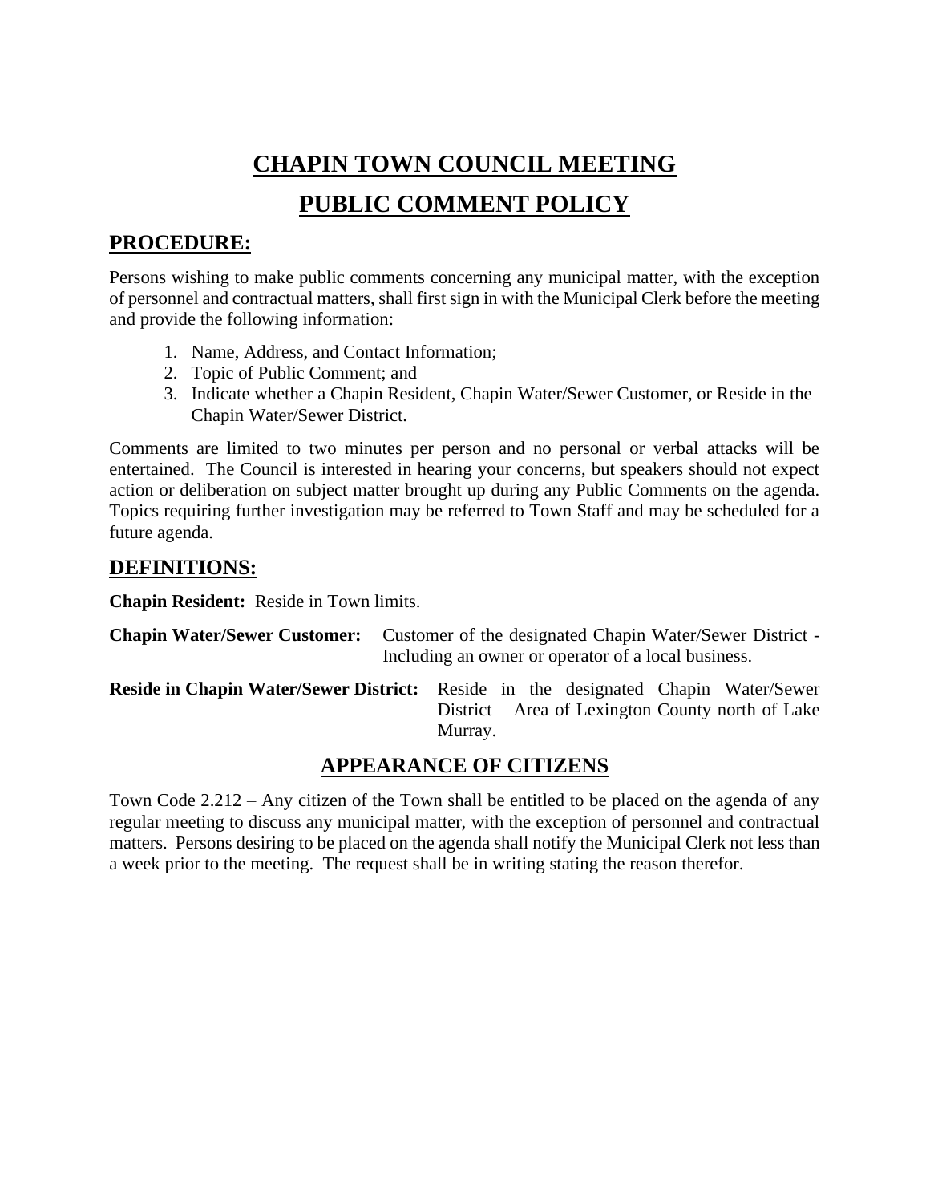# CHAPIN TOWN COUNCIL MEETING

# PUBLIC COMMENT POLICY

## PROCEDURE:

Persons wishing to make public comments concerning any municipal matter, with the exception of personnel and contractual matters, shall first sign in with the Municipal Clerk before the meeting and provide the following information:

1. Name, Address, and Contact Information;
2. Topic of Public Comment; and
3. Indicate whether a Chapin Resident, Chapin Water/Sewer Customer, or Reside in the Chapin Water/Sewer District.

Comments are limited to two minutes per person and no personal or verbal attacks will be entertained. The Council is interested in hearing your concerns, but speakers should not expect action or deliberation on subject matter brought up during any Public Comments on the agenda. Topics requiring further investigation may be referred to Town Staff and may be scheduled for a future agenda.

## DEFINITIONS:

**Chapin Resident:** Reside in Town limits.

**Chapin Water/Sewer Customer:** Customer of the designated Chapin Water/Sewer District - Including an owner or operator of a local business.

**Reside in Chapin Water/Sewer District:** Reside in the designated Chapin Water/Sewer District – Area of Lexington County north of Lake Murray.

## APPEARANCE OF CITIZENS

Town Code 2.212 – Any citizen of the Town shall be entitled to be placed on the agenda of any regular meeting to discuss any municipal matter, with the exception of personnel and contractual matters. Persons desiring to be placed on the agenda shall notify the Municipal Clerk not less than a week prior to the meeting. The request shall be in writing stating the reason therefor.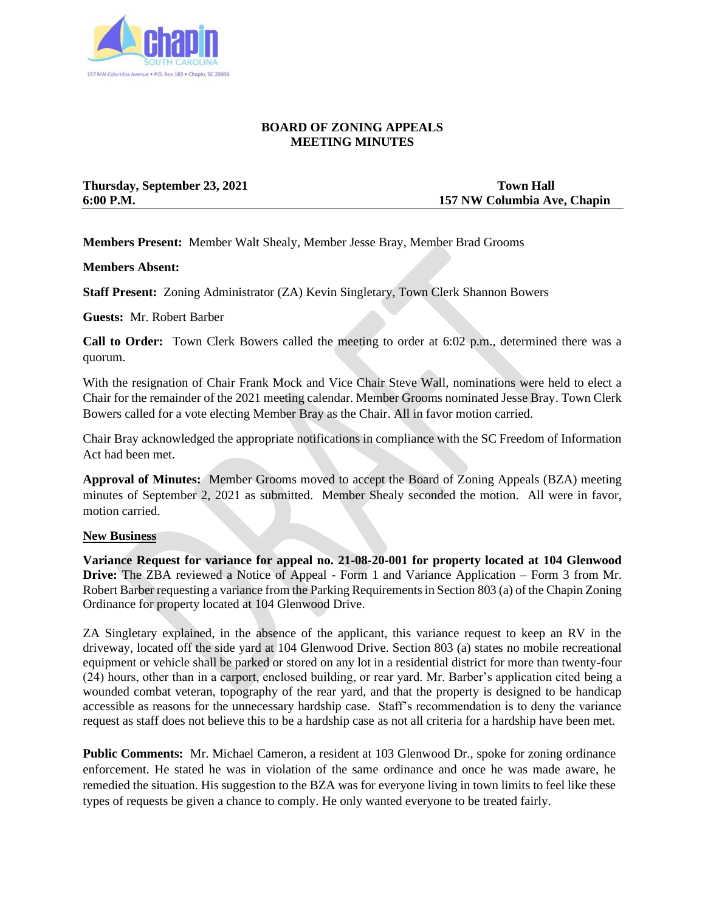# BOARD OF ZONING APPEALS
# MEETING MINUTES

**Thursday, September 23, 2021** | **Town Hall**
**6:00 P.M.** | **157 NW Columbia Ave, Chapin**

**Members Present:** Member Walt Shealy, Member Jesse Bray, Member Brad Grooms

**Members Absent:**

**Staff Present:** Zoning Administrator (ZA) Kevin Singletary, Town Clerk Shannon Bowers

**Guests:** Mr. Robert Barber

**Call to Order:** Town Clerk Bowers called the meeting to order at 6:02 p.m., determined there was a quorum.

With the resignation of Chair Frank Mock and Vice Chair Steve Wall, nominations were held to elect a Chair for the remainder of the 2021 meeting calendar. Member Grooms nominated Jesse Bray. Town Clerk Bowers called for a vote electing Member Bray as the Chair. All in favor motion carried.

Chair Bray acknowledged the appropriate notifications in compliance with the SC Freedom of Information Act had been met.

**Approval of Minutes:** Member Grooms moved to accept the Board of Zoning Appeals (BZA) meeting minutes of September 2, 2021 as submitted. Member Shealy seconded the motion. All were in favor, motion carried.

**New Business**

**Variance Request for variance for appeal no. 21-08-20-001 for property located at 104 Glenwood Drive:** The ZBA reviewed a Notice of Appeal - Form 1 and Variance Application – Form 3 from Mr. Robert Barber requesting a variance from the Parking Requirements in Section 803 (a) of the Chapin Zoning Ordinance for property located at 104 Glenwood Drive.

ZA Singletary explained, in the absence of the applicant, this variance request to keep an RV in the driveway, located off the side yard at 104 Glenwood Drive. Section 803 (a) states no mobile recreational equipment or vehicle shall be parked or stored on any lot in a residential district for more than twenty-four (24) hours, other than in a carport, enclosed building, or rear yard. Mr. Barber's application cited being a wounded combat veteran, topography of the rear yard, and that the property is designed to be handicap accessible as reasons for the unnecessary hardship case. Staff's recommendation is to deny the variance request as staff does not believe this to be a hardship case as not all criteria for a hardship have been met.

**Public Comments:** Mr. Michael Cameron, a resident at 103 Glenwood Dr., spoke for zoning ordinance enforcement. He stated he was in violation of the same ordinance and once he was made aware, he remedied the situation. His suggestion to the BZA was for everyone living in town limits to feel like these types of requests be given a chance to comply. He only wanted everyone to be treated fairly.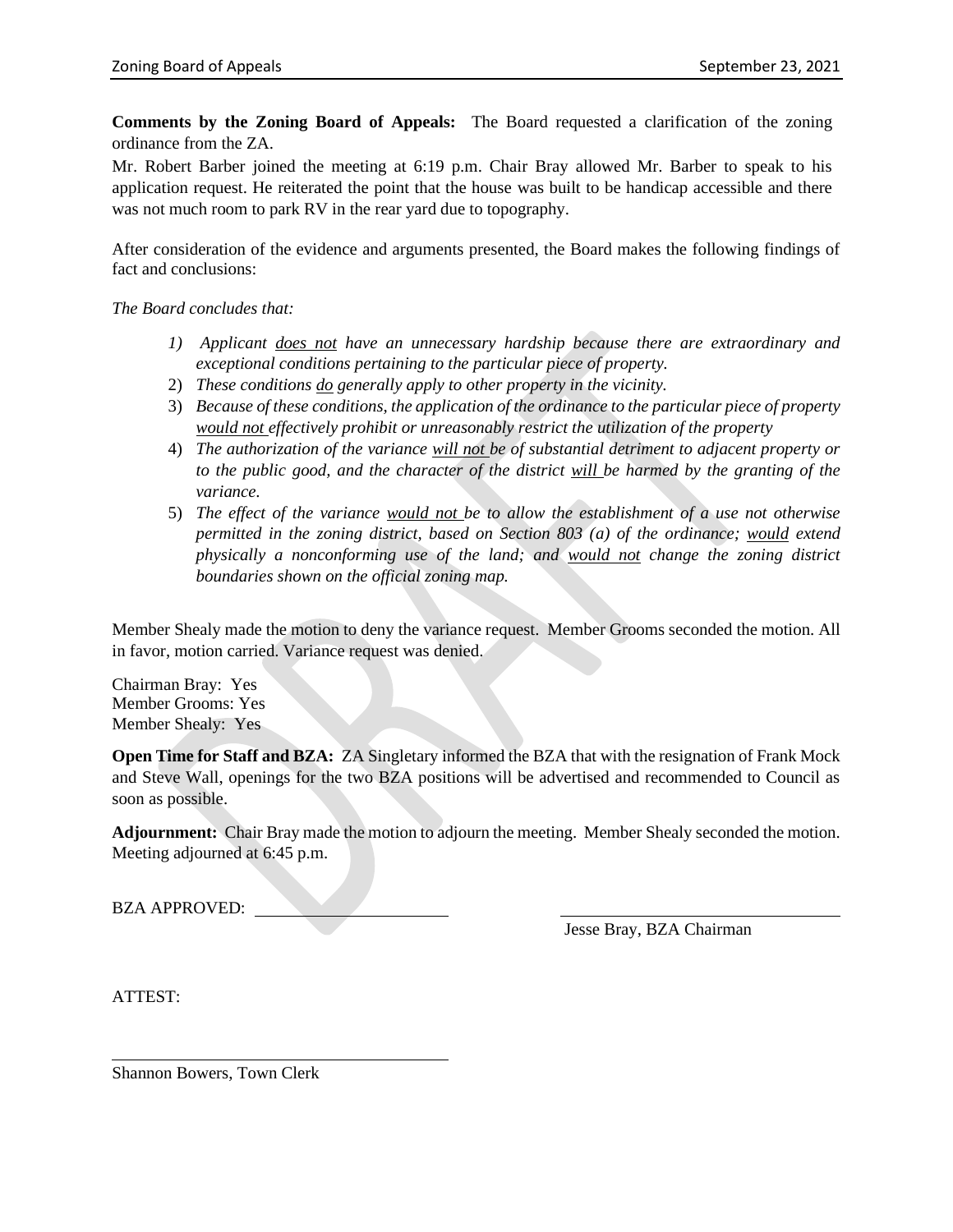**Comments by the Zoning Board of Appeals:** The Board requested a clarification of the zoning ordinance from the ZA.

Mr. Robert Barber joined the meeting at 6:19 p.m. Chair Bray allowed Mr. Barber to speak to his application request. He reiterated the point that the house was built to be handicap accessible and there was not much room to park RV in the rear yard due to topography.

After consideration of the evidence and arguments presented, the Board makes the following findings of fact and conclusions:

*The Board concludes that:*

1) *Applicant does not have an unnecessary hardship because there are extraordinary and exceptional conditions pertaining to the particular piece of property.*
2) *These conditions do generally apply to other property in the vicinity.*
3) *Because of these conditions, the application of the ordinance to the particular piece of property would not effectively prohibit or unreasonably restrict the utilization of the property*
4) *The authorization of the variance will not be of substantial detriment to adjacent property or to the public good, and the character of the district will be harmed by the granting of the variance.*
5) *The effect of the variance would not be to allow the establishment of a use not otherwise permitted in the zoning district, based on Section 803 (a) of the ordinance; would extend physically a nonconforming use of the land; and would not change the zoning district boundaries shown on the official zoning map.*

Member Shealy made the motion to deny the variance request. Member Grooms seconded the motion. All in favor, motion carried. Variance request was denied.

Chairman Bray: Yes
Member Grooms: Yes
Member Shealy: Yes

**Open Time for Staff and BZA:** ZA Singletary informed the BZA that with the resignation of Frank Mock and Steve Wall, openings for the two BZA positions will be advertised and recommended to Council as soon as possible.

**Adjournment:** Chair Bray made the motion to adjourn the meeting. Member Shealy seconded the motion. Meeting adjourned at 6:45 p.m.

BZA APPROVED: ______________________ ______________________

Jesse Bray, BZA Chairman

ATTEST:

______________________

Shannon Bowers, Town Clerk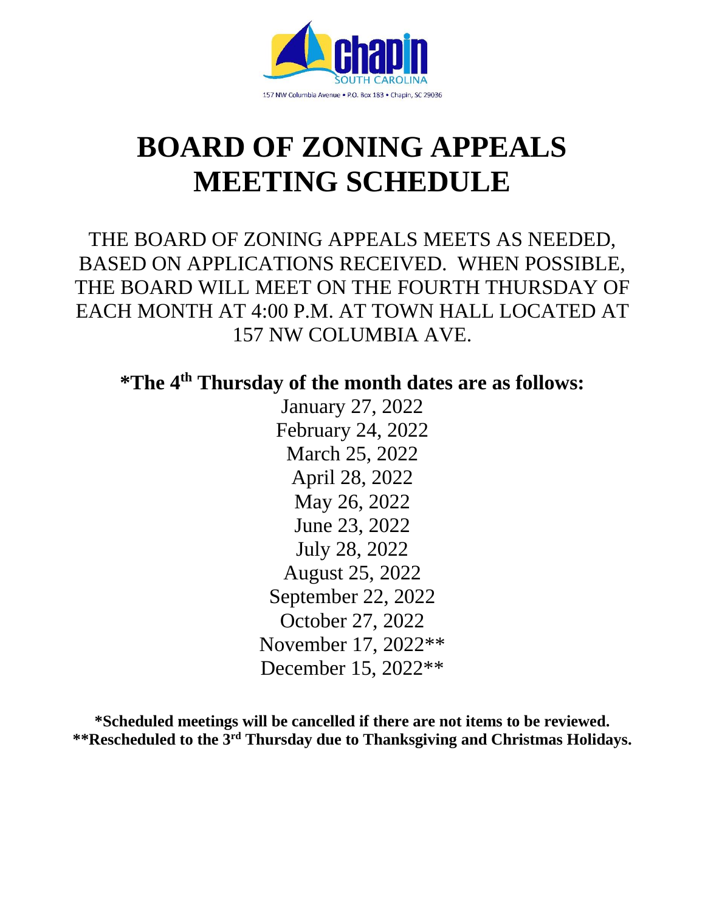chapin
SOUTH CAROLINA
157 NW Columbia Avenue • P.O. Box 183 • Chapin, SC 29036

# BOARD OF ZONING APPEALS MEETING SCHEDULE

THE BOARD OF ZONING APPEALS MEETS AS NEEDED, BASED ON APPLICATIONS RECEIVED. WHEN POSSIBLE, THE BOARD WILL MEET ON THE FOURTH THURSDAY OF EACH MONTH AT 4:00 P.M. AT TOWN HALL LOCATED AT 157 NW COLUMBIA AVE.

**\*The 4th Thursday of the month dates are as follows:**

January 27, 2022
February 24, 2022
March 25, 2022
April 28, 2022
May 26, 2022
June 23, 2022
July 28, 2022
August 25, 2022
September 22, 2022
October 27, 2022
November 17, 2022\*\*
December 15, 2022\*\*

**\*Scheduled meetings will be cancelled if there are not items to be reviewed.**
**\*\*Rescheduled to the 3rd Thursday due to Thanksgiving and Christmas Holidays.**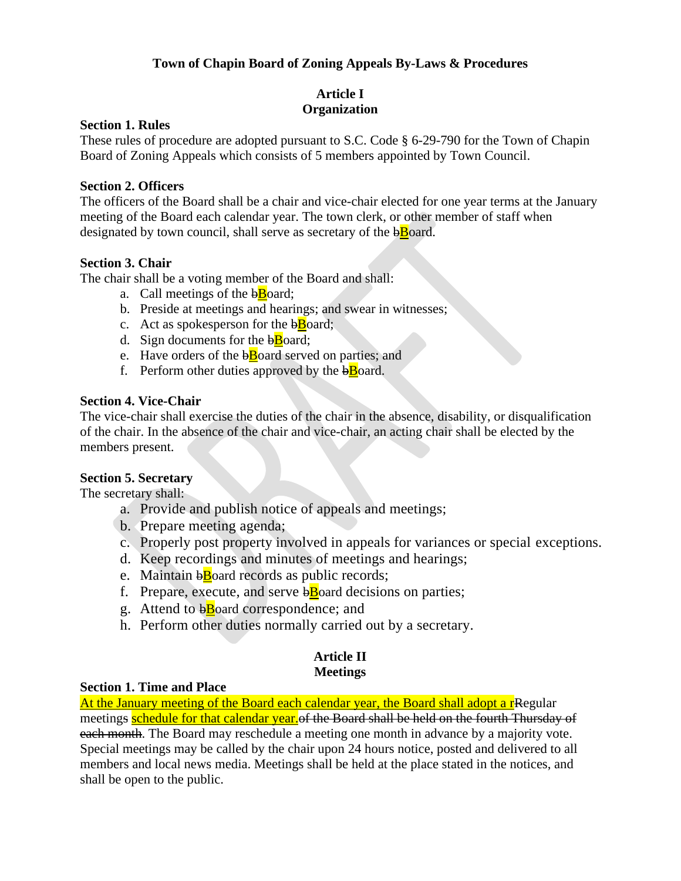# Town of Chapin Board of Zoning Appeals By-Laws & Procedures

## Article I
## Organization

**Section 1. Rules**

These rules of procedure are adopted pursuant to S.C. Code § 6-29-790 for the Town of Chapin Board of Zoning Appeals which consists of 5 members appointed by Town Council.

**Section 2. Officers**

The officers of the Board shall be a chair and vice-chair elected for one year terms at the January meeting of the Board each calendar year. The town clerk, or other member of staff when designated by town council, shall serve as secretary of the ~~b~~Board.

**Section 3. Chair**

The chair shall be a voting member of the Board and shall:

a. Call meetings of the ~~b~~Board;
b. Preside at meetings and hearings; and swear in witnesses;
c. Act as spokesperson for the ~~b~~Board;
d. Sign documents for the ~~b~~Board;
e. Have orders of the ~~b~~Board served on parties; and
f. Perform other duties approved by the ~~b~~Board.

**Section 4. Vice-Chair**

The vice-chair shall exercise the duties of the chair in the absence, disability, or disqualification of the chair. In the absence of the chair and vice-chair, an acting chair shall be elected by the members present.

**Section 5. Secretary**

The secretary shall:

a. Provide and publish notice of appeals and meetings;
b. Prepare meeting agenda;
c. Properly post property involved in appeals for variances or special exceptions.
d. Keep recordings and minutes of meetings and hearings;
e. Maintain ~~b~~Board records as public records;
f. Prepare, execute, and serve ~~b~~Board decisions on parties;
g. Attend to ~~b~~Board correspondence; and
h. Perform other duties normally carried out by a secretary.

## Article II
## Meetings

**Section 1. Time and Place**

<u>At the January meeting of the Board each calendar year, the Board shall adopt a r</u>~~R~~egular meetings <u>schedule for that calendar year.</u>~~of the Board shall be held on the fourth Thursday of each month~~. The Board may reschedule a meeting one month in advance by a majority vote. Special meetings may be called by the chair upon 24 hours notice, posted and delivered to all members and local news media. Meetings shall be held at the place stated in the notices, and shall be open to the public.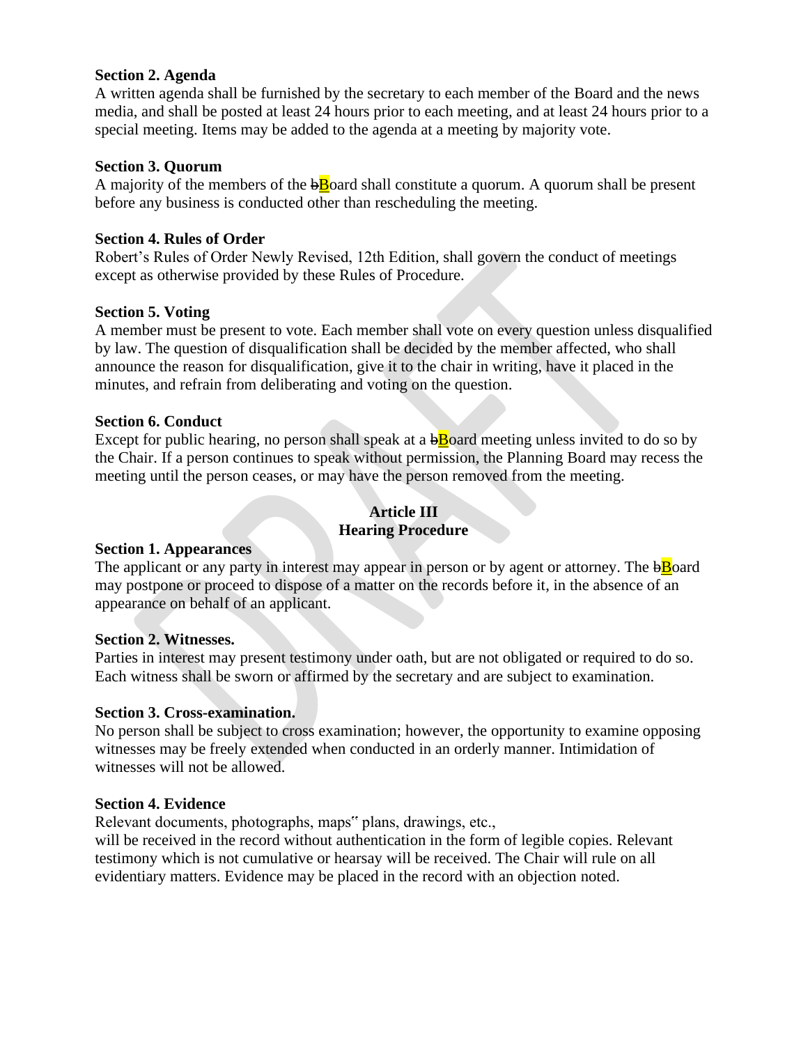**Section 2. Agenda**
A written agenda shall be furnished by the secretary to each member of the Board and the news media, and shall be posted at least 24 hours prior to each meeting, and at least 24 hours prior to a special meeting. Items may be added to the agenda at a meeting by majority vote.

**Section 3. Quorum**
A majority of the members of the ~~b~~Board shall constitute a quorum. A quorum shall be present before any business is conducted other than rescheduling the meeting.

**Section 4. Rules of Order**
Robert's Rules of Order Newly Revised, 12th Edition, shall govern the conduct of meetings except as otherwise provided by these Rules of Procedure.

**Section 5. Voting**
A member must be present to vote. Each member shall vote on every question unless disqualified by law. The question of disqualification shall be decided by the member affected, who shall announce the reason for disqualification, give it to the chair in writing, have it placed in the minutes, and refrain from deliberating and voting on the question.

**Section 6. Conduct**
Except for public hearing, no person shall speak at a ~~b~~Board meeting unless invited to do so by the Chair. If a person continues to speak without permission, the Planning Board may recess the meeting until the person ceases, or may have the person removed from the meeting.

## Article III
## Hearing Procedure

**Section 1. Appearances**
The applicant or any party in interest may appear in person or by agent or attorney. The ~~b~~Board may postpone or proceed to dispose of a matter on the records before it, in the absence of an appearance on behalf of an applicant.

**Section 2. Witnesses.**
Parties in interest may present testimony under oath, but are not obligated or required to do so. Each witness shall be sworn or affirmed by the secretary and are subject to examination.

**Section 3. Cross-examination.**
No person shall be subject to cross examination; however, the opportunity to examine opposing witnesses may be freely extended when conducted in an orderly manner. Intimidation of witnesses will not be allowed.

**Section 4. Evidence**
Relevant documents, photographs, maps" plans, drawings, etc.,
will be received in the record without authentication in the form of legible copies. Relevant testimony which is not cumulative or hearsay will be received. The Chair will rule on all evidentiary matters. Evidence may be placed in the record with an objection noted.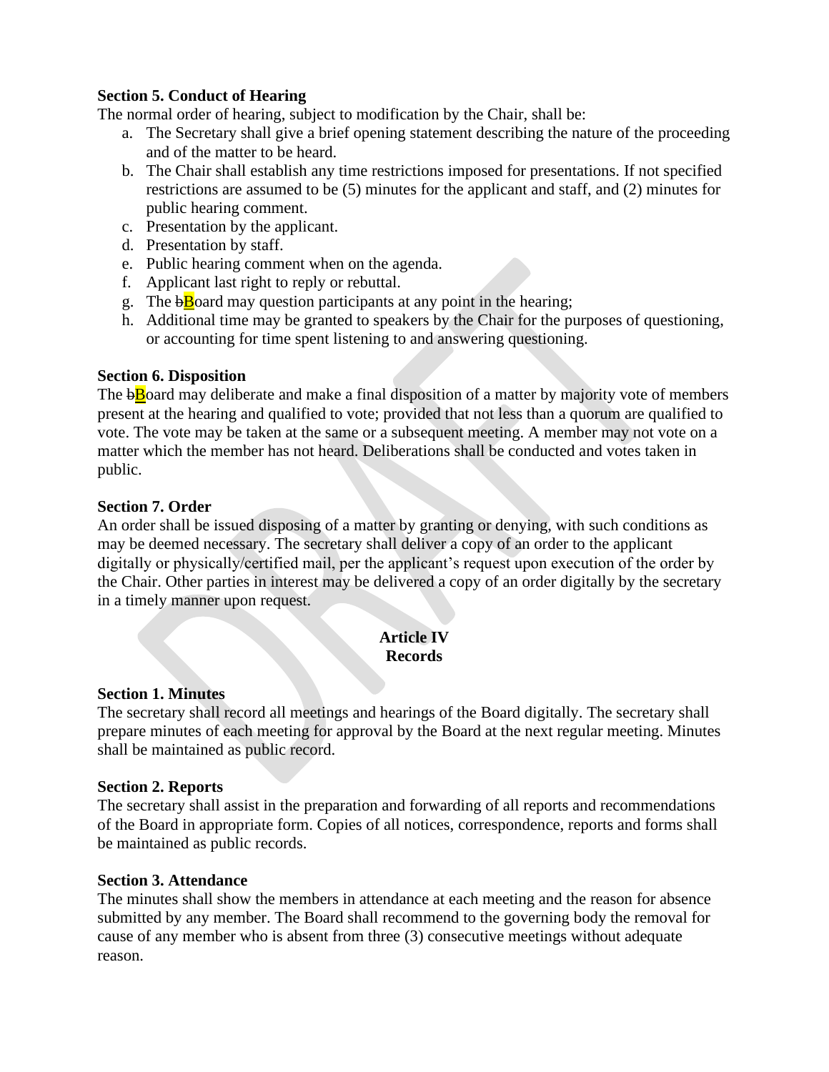**Section 5. Conduct of Hearing**

The normal order of hearing, subject to modification by the Chair, shall be:

a. The Secretary shall give a brief opening statement describing the nature of the proceeding and of the matter to be heard.
b. The Chair shall establish any time restrictions imposed for presentations. If not specified restrictions are assumed to be (5) minutes for the applicant and staff, and (2) minutes for public hearing comment.
c. Presentation by the applicant.
d. Presentation by staff.
e. Public hearing comment when on the agenda.
f. Applicant last right to reply or rebuttal.
g. The ~~b~~Board may question participants at any point in the hearing;
h. Additional time may be granted to speakers by the Chair for the purposes of questioning, or accounting for time spent listening to and answering questioning.

**Section 6. Disposition**

The ~~b~~Board may deliberate and make a final disposition of a matter by majority vote of members present at the hearing and qualified to vote; provided that not less than a quorum are qualified to vote. The vote may be taken at the same or a subsequent meeting. A member may not vote on a matter which the member has not heard. Deliberations shall be conducted and votes taken in public.

**Section 7. Order**

An order shall be issued disposing of a matter by granting or denying, with such conditions as may be deemed necessary. The secretary shall deliver a copy of an order to the applicant digitally or physically/certified mail, per the applicant's request upon execution of the order by the Chair. Other parties in interest may be delivered a copy of an order digitally by the secretary in a timely manner upon request.

**Article IV**
**Records**

**Section 1. Minutes**

The secretary shall record all meetings and hearings of the Board digitally. The secretary shall prepare minutes of each meeting for approval by the Board at the next regular meeting. Minutes shall be maintained as public record.

**Section 2. Reports**

The secretary shall assist in the preparation and forwarding of all reports and recommendations of the Board in appropriate form. Copies of all notices, correspondence, reports and forms shall be maintained as public records.

**Section 3. Attendance**

The minutes shall show the members in attendance at each meeting and the reason for absence submitted by any member. The Board shall recommend to the governing body the removal for cause of any member who is absent from three (3) consecutive meetings without adequate reason.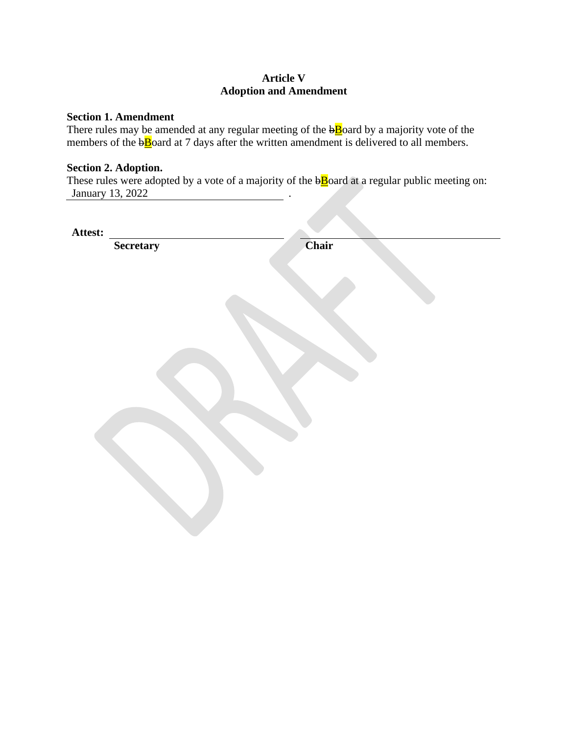**Article V**
**Adoption and Amendment**

**Section 1. Amendment**
There rules may be amended at any regular meeting of the ~~b~~Board by a majority vote of the members of the ~~b~~Board at 7 days after the written amendment is delivered to all members.

**Section 2. Adoption.**
These rules were adopted by a vote of a majority of the ~~b~~Board at a regular public meeting on: January 13, 2022 .

**Attest:** ______________________ ______________________
**Secretary** **Chair**